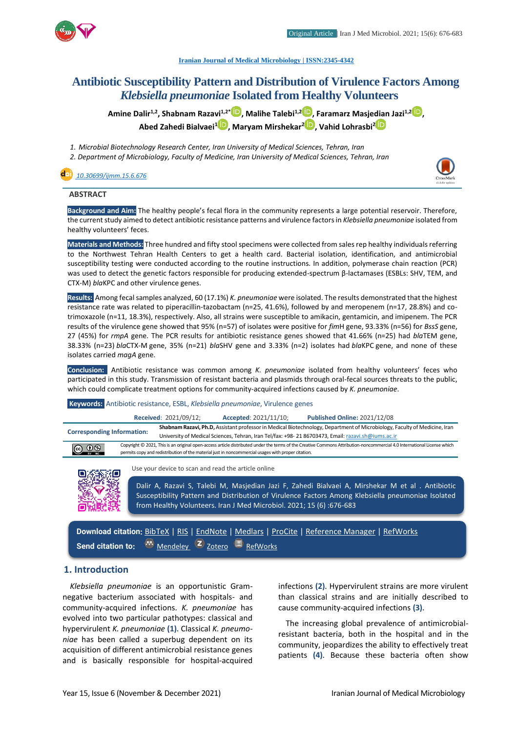Original Article | Iran J Med Microbiol. 2021; 15(6): 676-683

Iranian Journal of Medical Microbiology | ISSN:2345-4342

# Antibiotic Susceptibility Pattern and Distribution of Virulence Factors Among *Klebsiella pneumoniae* Isolated from Healthy Volunteers

**Amine Dalir[1,2], Shabnam Razavi[1,2*], Malihe Talebi[1,2], Faramarz Masjedian Jazi[1,2], Abed Zahedi Bialvaei[1], Maryam Mirshekar[2], Vahid Lohrasbi[2]**

1. *Microbial Biotechnology Research Center, Iran University of Medical Sciences, Tehran, Iran*
2. *Department of Microbiology, Faculty of Medicine, Iran University of Medical Sciences, Tehran, Iran*

10.30699/ijmm.15.6.676

## ABSTRACT

**Background and Aim:** The healthy people's fecal flora in the community represents a large potential reservoir. Therefore, the current study aimed to detect antibiotic resistance patterns and virulence factors in *Klebsiella pneumoniae* isolated from healthy volunteers' feces.

**Materials and Methods:** Three hundred and fifty stool specimens were collected from sales rep healthy individuals referring to the Northwest Tehran Health Centers to get a health card. Bacterial isolation, identification, and antimicrobial susceptibility testing were conducted according to the routine instructions. In addition, polymerase chain reaction (PCR) was used to detect the genetic factors responsible for producing extended-spectrum β-lactamases (ESBLs: SHV, TEM, and CTX-M) *bla*KPC and other virulence genes.

**Results:** Among fecal samples analyzed, 60 (17.1%) *K. pneumoniae* were isolated. The results demonstrated that the highest resistance rate was related to piperacillin-tazobactam (n=25, 41.6%), followed by and meropenem (n=17, 28.8%) and co-trimoxazole (n=11, 18.3%), respectively. Also, all strains were susceptible to amikacin, gentamicin, and imipenem. The PCR results of the virulence gene showed that 95% (n=57) of isolates were positive for *fim*H gene, 93.33% (n=56) for *BssS* gene, 27 (45%) for *rmpA* gene. The PCR results for antibiotic resistance genes showed that 41.66% (n=25) had *bla*TEM gene, 38.33% (n=23) *bla*CTX-M gene, 35% (n=21) *bla*SHV gene and 3.33% (n=2) isolates had *bla*KPC gene, and none of these isolates carried *magA* gene.

**Conclusion:** Antibiotic resistance was common among *K. pneumoniae* isolated from healthy volunteers' feces who participated in this study. Transmission of resistant bacteria and plasmids through oral-fecal sources threats to the public, which could complicate treatment options for community-acquired infections caused by *K. pneumoniae*.

**Keywords:** Antibiotic resistance, ESBL, *Klebsiella pneumoniae*, Virulence genes

**Received**: 2021/09/12; **Accepted**: 2021/11/10; **Published Online**: 2021/12/08

**Corresponding Information:** **Shabnam Razavi, Ph.D,** Assistant professor in Medical Biotechnology, Department of Microbiology, Faculty of Medicine, Iran University of Medical Sciences, Tehran, Iran Tel/fax: +98- 21 86703473, Email: razavi.sh@iums.ac.ir

Copyright © 2021, This is an original open-access article distributed under the terms of the Creative Commons Attribution-noncommercial 4.0 International License which permits copy and redistribution of the material just in noncommercial usages with proper citation.

Use your device to scan and read the article online

Dalir A, Razavi S, Talebi M, Masjedian Jazi F, Zahedi Bialvaei A, Mirshekar M et al . Antibiotic Susceptibility Pattern and Distribution of Virulence Factors Among Klebsiella pneumoniae Isolated from Healthy Volunteers. Iran J Med Microbiol. 2021; 15 (6) :676-683

**Download citation:** BibTeX | RIS | EndNote | Medlars | ProCite | Reference Manager | RefWorks

**Send citation to:** Mendeley Zotero RefWorks

## 1. Introduction

*Klebsiella pneumoniae* is an opportunistic Gram-negative bacterium associated with hospitals- and community-acquired infections. *K. pneumoniae* has evolved into two particular pathotypes: classical and hypervirulent *K. pneumoniae* **(1)**. Classical *K. pneumoniae* has been called a superbug dependent on its acquisition of different antimicrobial resistance genes and is basically responsible for hospital-acquired infections **(2)**. Hypervirulent strains are more virulent than classical strains and are initially described to cause community-acquired infections **(3)**.

The increasing global prevalence of antimicrobial-resistant bacteria, both in the hospital and in the community, jeopardizes the ability to effectively treat patients **(4)**. Because these bacteria often show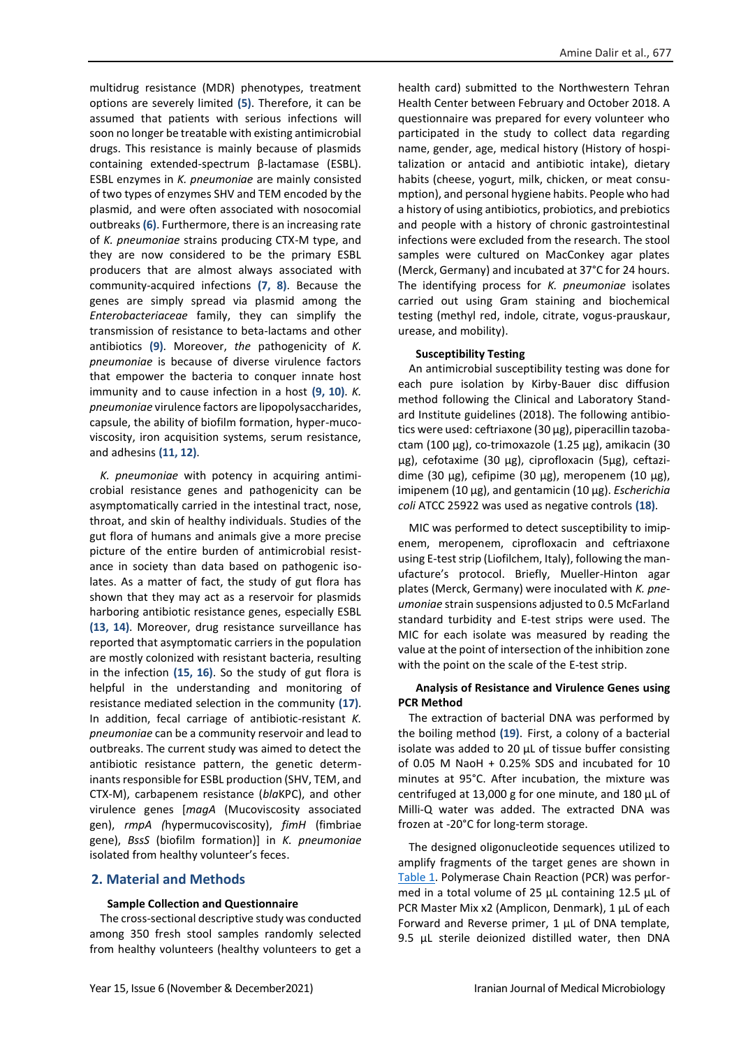multidrug resistance (MDR) phenotypes, treatment options are severely limited **(5)**. Therefore, it can be assumed that patients with serious infections will soon no longer be treatable with existing antimicrobial drugs. This resistance is mainly because of plasmids containing extended-spectrum β-lactamase (ESBL). ESBL enzymes in *K. pneumoniae* are mainly consisted of two types of enzymes SHV and TEM encoded by the plasmid, and were often associated with nosocomial outbreaks **(6)**. Furthermore, there is an increasing rate of *K. pneumoniae* strains producing CTX-M type, and they are now considered to be the primary ESBL producers that are almost always associated with community-acquired infections **(7, 8)**. Because the genes are simply spread via plasmid among the *Enterobacteriaceae* family, they can simplify the transmission of resistance to beta-lactams and other antibiotics **(9)**. Moreover, *the* pathogenicity of *K. pneumoniae* is because of diverse virulence factors that empower the bacteria to conquer innate host immunity and to cause infection in a host **(9, 10)**. *K. pneumoniae* virulence factors are lipopolysaccharides, capsule, the ability of biofilm formation, hyper-mucoviscosity, iron acquisition systems, serum resistance, and adhesins **(11, 12)**.

*K. pneumoniae* with potency in acquiring antimicrobial resistance genes and pathogenicity can be asymptomatically carried in the intestinal tract, nose, throat, and skin of healthy individuals. Studies of the gut flora of humans and animals give a more precise picture of the entire burden of antimicrobial resistance in society than data based on pathogenic isolates. As a matter of fact, the study of gut flora has shown that they may act as a reservoir for plasmids harboring antibiotic resistance genes, especially ESBL **(13, 14)**. Moreover, drug resistance surveillance has reported that asymptomatic carriers in the population are mostly colonized with resistant bacteria, resulting in the infection **(15, 16)**. So the study of gut flora is helpful in the understanding and monitoring of resistance mediated selection in the community **(17)**. In addition, fecal carriage of antibiotic-resistant *K. pneumoniae* can be a community reservoir and lead to outbreaks. The current study was aimed to detect the antibiotic resistance pattern, the genetic determinants responsible for ESBL production (SHV, TEM, and CTX-M), carbapenem resistance (*bla*KPC), and other virulence genes [*magA* (Mucoviscosity associated gen), *rmpA* *(*hypermucoviscosity), *fimH* (fimbriae gene), *BssS* (biofilm formation)] in *K. pneumoniae* isolated from healthy volunteer's feces.

## 2. Material and Methods

### Sample Collection and Questionnaire

The cross-sectional descriptive study was conducted among 350 fresh stool samples randomly selected from healthy volunteers (healthy volunteers to get a health card) submitted to the Northwestern Tehran Health Center between February and October 2018. A questionnaire was prepared for every volunteer who participated in the study to collect data regarding name, gender, age, medical history (History of hospitalization or antacid and antibiotic intake), dietary habits (cheese, yogurt, milk, chicken, or meat consumption), and personal hygiene habits. People who had a history of using antibiotics, probiotics, and prebiotics and people with a history of chronic gastrointestinal infections were excluded from the research. The stool samples were cultured on MacConkey agar plates (Merck, Germany) and incubated at 37°C for 24 hours. The identifying process for *K. pneumoniae* isolates carried out using Gram staining and biochemical testing (methyl red, indole, citrate, vogus-prauskaur, urease, and mobility).

### Susceptibility Testing

An antimicrobial susceptibility testing was done for each pure isolation by Kirby-Bauer disc diffusion method following the Clinical and Laboratory Standard Institute guidelines (2018). The following antibiotics were used: ceftriaxone (30 µg), piperacillin tazobactam (100 µg), co-trimoxazole (1.25 µg), amikacin (30 µg), cefotaxime (30 µg), ciprofloxacin (5µg), ceftazidime (30 µg), cefipime (30 µg), meropenem (10 µg), imipenem (10 µg), and gentamicin (10 µg). *Escherichia coli* ATCC 25922 was used as negative controls **(18)**.

MIC was performed to detect susceptibility to imipenem, meropenem, ciprofloxacin and ceftriaxone using E-test strip (Liofilchem, Italy), following the manufacture's protocol. Briefly, Mueller-Hinton agar plates (Merck, Germany) were inoculated with *K. pneumoniae* strain suspensions adjusted to 0.5 McFarland standard turbidity and E-test strips were used. The MIC for each isolate was measured by reading the value at the point of intersection of the inhibition zone with the point on the scale of the E-test strip.

### Analysis of Resistance and Virulence Genes using PCR Method

The extraction of bacterial DNA was performed by the boiling method **(19)**. First, a colony of a bacterial isolate was added to 20 µL of tissue buffer consisting of 0.05 M NaoH + 0.25% SDS and incubated for 10 minutes at 95°C. After incubation, the mixture was centrifuged at 13,000 g for one minute, and 180 µL of Milli-Q water was added. The extracted DNA was frozen at -20°C for long-term storage.

The designed oligonucleotide sequences utilized to amplify fragments of the target genes are shown in Table 1. Polymerase Chain Reaction (PCR) was performed in a total volume of 25 µL containing 12.5 µL of PCR Master Mix x2 (Amplicon, Denmark), 1 µL of each Forward and Reverse primer, 1 µL of DNA template, 9.5 µL sterile deionized distilled water, then DNA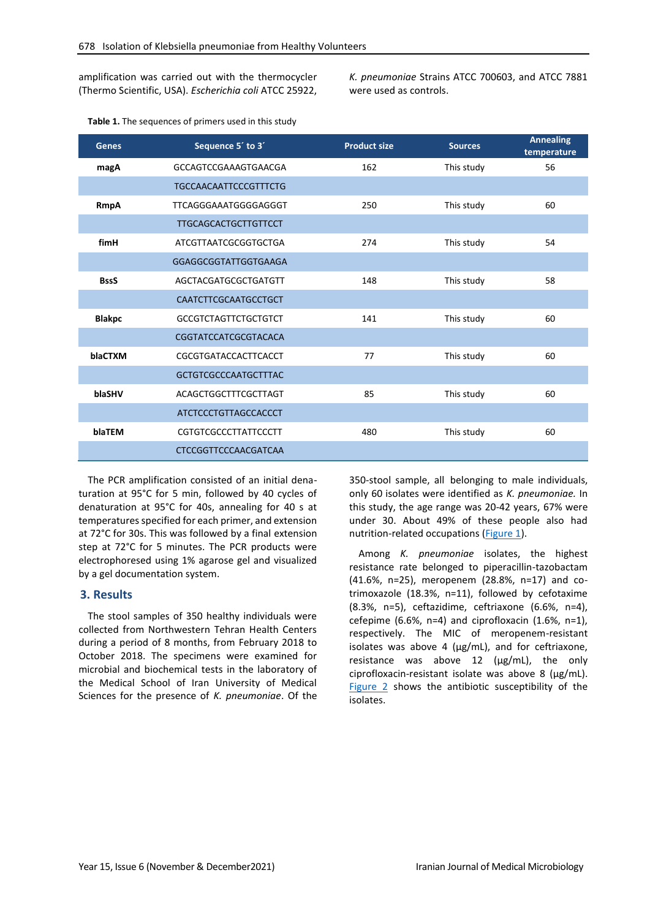amplification was carried out with the thermocycler (Thermo Scientific, USA). *Escherichia coli* ATCC 25922, *K. pneumoniae* Strains ATCC 700603, and ATCC 7881 were used as controls.

**Table 1.** The sequences of primers used in this study

| Genes | Sequence 5´ to 3´ | Product size | Sources | Annealing temperature |
|---|---|---|---|---|
| **magA** | GCCAGTCCGAAAGTGAACGA | 162 | This study | 56 |
| | TGCCAACAATTCCCGTTTCTG | | | |
| **RmpA** | TTCAGGGAAATGGGGAGGGT | 250 | This study | 60 |
| | TTGCAGCACTGCTTGTTCCT | | | |
| **fimH** | ATCGTTAATCGCGGTGCTGA | 274 | This study | 54 |
| | GGAGGCGGTATTGGTGAAGA | | | |
| **BssS** | AGCTACGATGCGCTGATGTT | 148 | This study | 58 |
| | CAATCTTCGCAATGCCTGCT | | | |
| **Blakpc** | GCCGTCTAGTTCTGCTGTCT | 141 | This study | 60 |
| | CGGTATCCATCGCGTACACA | | | |
| **blaCTXM** | CGCGTGATACCACTTCACCT | 77 | This study | 60 |
| | GCTGTCGCCCAATGCTTTAC | | | |
| **blaSHV** | ACAGCTGGCTTTCGCTTAGT | 85 | This study | 60 |
| | ATCTCCCTGTTAGCCACCCT | | | |
| **blaTEM** | CGTGTCGCCCTTATTCCCTT | 480 | This study | 60 |
| | CTCCGGTTCCCAACGATCAA | | | |

The PCR amplification consisted of an initial denaturation at 95°C for 5 min, followed by 40 cycles of denaturation at 95°C for 40s, annealing for 40 s at temperatures specified for each primer, and extension at 72°C for 30s. This was followed by a final extension step at 72°C for 5 minutes. The PCR products were electrophoresed using 1% agarose gel and visualized by a gel documentation system.

## 3. Results

The stool samples of 350 healthy individuals were collected from Northwestern Tehran Health Centers during a period of 8 months, from February 2018 to October 2018. The specimens were examined for microbial and biochemical tests in the laboratory of the Medical School of Iran University of Medical Sciences for the presence of *K. pneumoniae*. Of the 350-stool sample, all belonging to male individuals, only 60 isolates were identified as *K. pneumoniae.* In this study, the age range was 20-42 years, 67% were under 30. About 49% of these people also had nutrition-related occupations (Figure 1).

Among *K. pneumoniae* isolates, the highest resistance rate belonged to piperacillin-tazobactam (41.6%, n=25), meropenem (28.8%, n=17) and co-trimoxazole (18.3%, n=11), followed by cefotaxime (8.3%, n=5), ceftazidime, ceftriaxone (6.6%, n=4), cefepime (6.6%, n=4) and ciprofloxacin (1.6%, n=1), respectively. The MIC of meropenem-resistant isolates was above 4 (µg/mL), and for ceftriaxone, resistance was above 12 (µg/mL), the only ciprofloxacin-resistant isolate was above 8 (µg/mL). Figure 2 shows the antibiotic susceptibility of the isolates.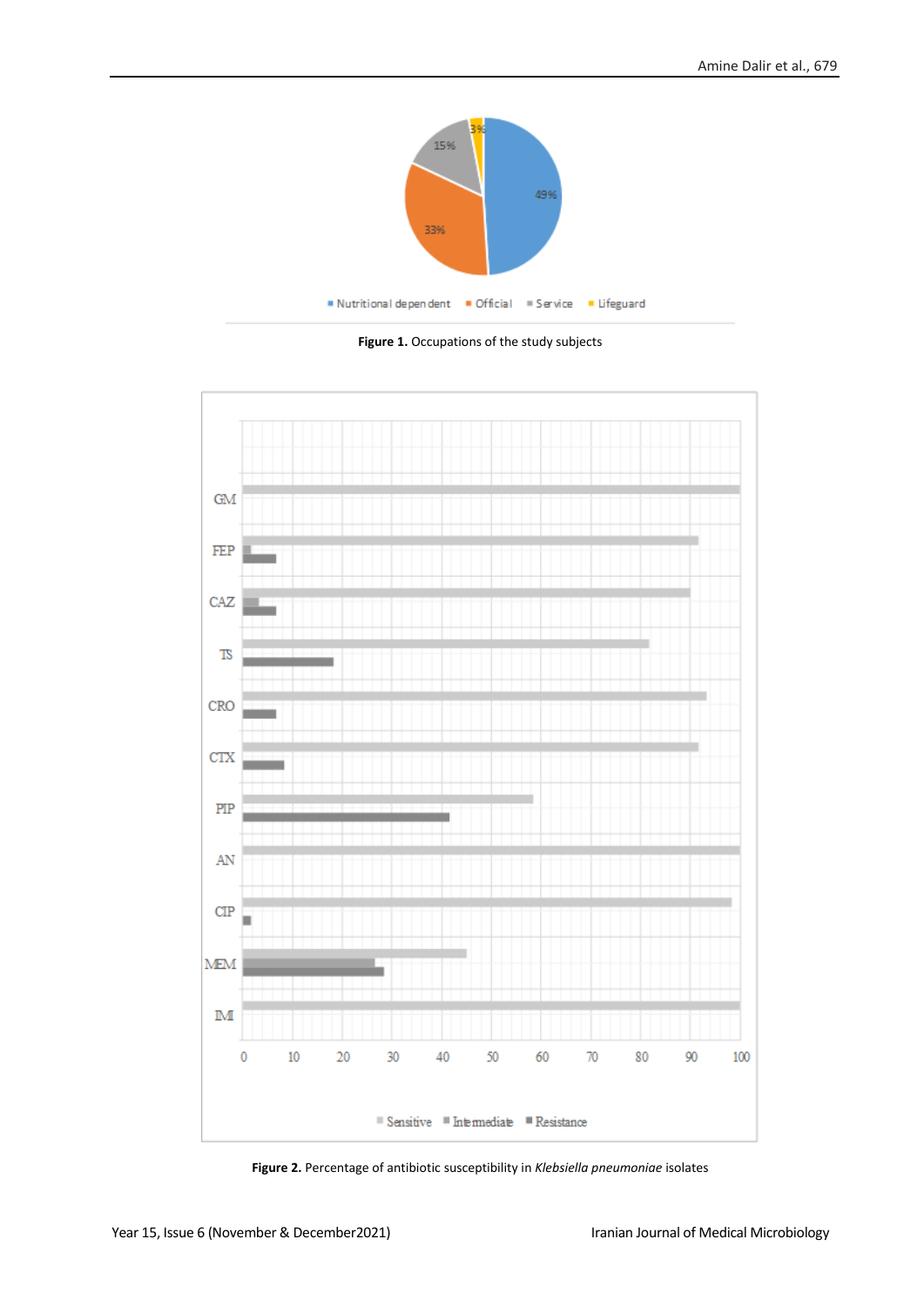**Figure 1.** Occupations of the study subjects

**Figure 2.** Percentage of antibiotic susceptibility in *Klebsiella pneumoniae* isolates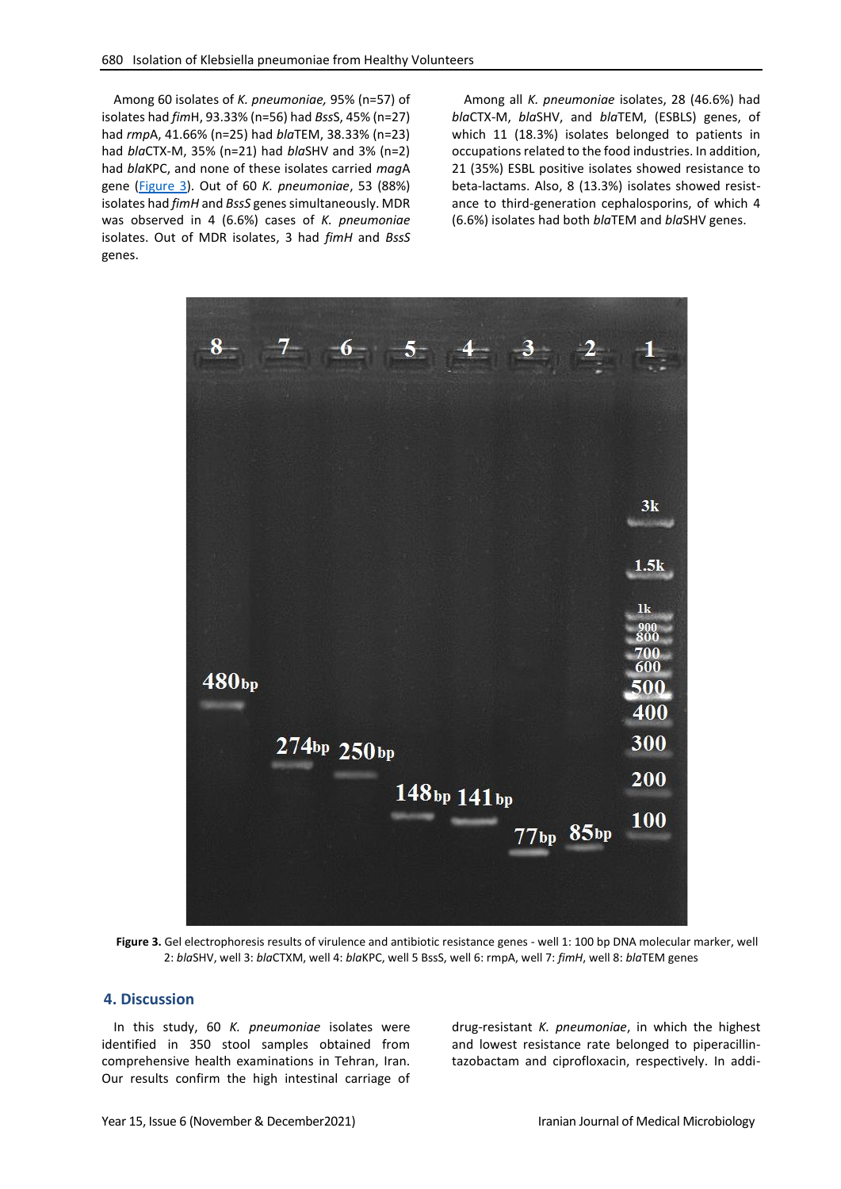Among 60 isolates of *K. pneumoniae,* 95% (n=57) of isolates had *fim*H, 93.33% (n=56) had *Bss*S, 45% (n=27) had *rmp*A, 41.66% (n=25) had *bla*TEM, 38.33% (n=23) had *bla*CTX-M, 35% (n=21) had *bla*SHV and 3% (n=2) had *bla*KPC, and none of these isolates carried *mag*A gene (Figure 3). Out of 60 *K. pneumoniae*, 53 (88%) isolates had *fimH* and *BssS* genes simultaneously. MDR was observed in 4 (6.6%) cases of *K. pneumoniae* isolates. Out of MDR isolates, 3 had *fimH* and *BssS* genes.

Among all *K. pneumoniae* isolates, 28 (46.6%) had *bla*CTX-M, *bla*SHV, and *bla*TEM, (ESBLS) genes, of which 11 (18.3%) isolates belonged to patients in occupations related to the food industries. In addition, 21 (35%) ESBL positive isolates showed resistance to beta-lactams. Also, 8 (13.3%) isolates showed resistance to third-generation cephalosporins, of which 4 (6.6%) isolates had both *bla*TEM and *bla*SHV genes.

**Figure 3.** Gel electrophoresis results of virulence and antibiotic resistance genes - well 1: 100 bp DNA molecular marker, well 2: *bla*SHV, well 3: *bla*CTXM, well 4: *bla*KPC, well 5 BssS, well 6: rmpA, well 7: *fimH*, well 8: *bla*TEM genes

## 4. Discussion

In this study, 60 *K. pneumoniae* isolates were identified in 350 stool samples obtained from comprehensive health examinations in Tehran, Iran. Our results confirm the high intestinal carriage of drug-resistant *K. pneumoniae*, in which the highest and lowest resistance rate belonged to piperacillin-tazobactam and ciprofloxacin, respectively. In addi-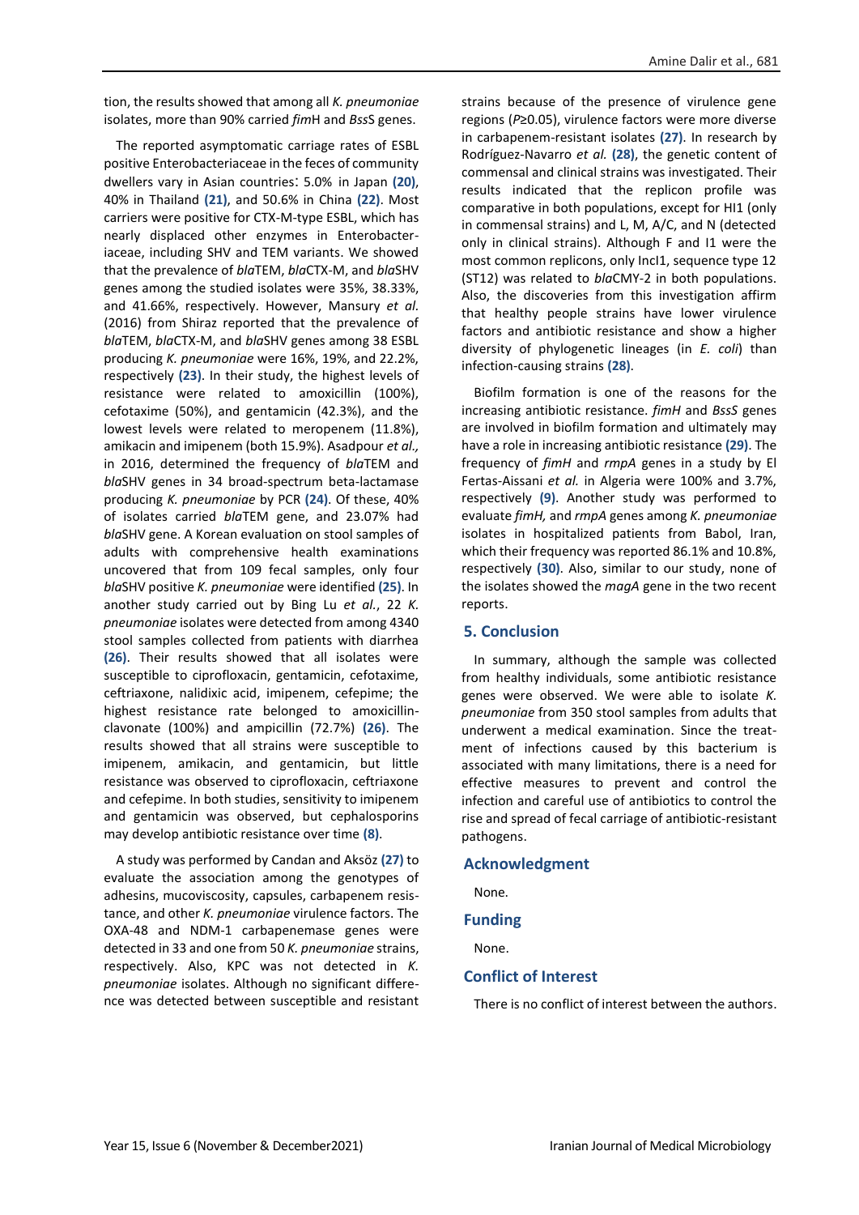tion, the results showed that among all *K. pneumoniae* isolates, more than 90% carried *fim*H and *Bss*S genes.

The reported asymptomatic carriage rates of ESBL positive Enterobacteriaceae in the feces of community dwellers vary in Asian countries: 5.0% in Japan **(20)**, 40% in Thailand **(21)**, and 50.6% in China **(22)**. Most carriers were positive for CTX-M-type ESBL, which has nearly displaced other enzymes in Enterobacteriaceae, including SHV and TEM variants. We showed that the prevalence of *bla*TEM, *bla*CTX-M, and *bla*SHV genes among the studied isolates were 35%, 38.33%, and 41.66%, respectively. However, Mansury *et al.* (2016) from Shiraz reported that the prevalence of *bla*TEM, *bla*CTX-M, and *bla*SHV genes among 38 ESBL producing *K. pneumoniae* were 16%, 19%, and 22.2%, respectively **(23)**. In their study, the highest levels of resistance were related to amoxicillin (100%), cefotaxime (50%), and gentamicin (42.3%), and the lowest levels were related to meropenem (11.8%), amikacin and imipenem (both 15.9%). Asadpour *et al.,* in 2016, determined the frequency of *bla*TEM and *bla*SHV genes in 34 broad-spectrum beta-lactamase producing *K. pneumoniae* by PCR **(24)**. Of these, 40% of isolates carried *bla*TEM gene, and 23.07% had *bla*SHV gene. A Korean evaluation on stool samples of adults with comprehensive health examinations uncovered that from 109 fecal samples, only four *bla*SHV positive *K. pneumoniae* were identified **(25)**. In another study carried out by Bing Lu *et al.*, 22 *K. pneumoniae* isolates were detected from among 4340 stool samples collected from patients with diarrhea **(26)**. Their results showed that all isolates were susceptible to ciprofloxacin, gentamicin, cefotaxime, ceftriaxone, nalidixic acid, imipenem, cefepime; the highest resistance rate belonged to amoxicillin-clavonate (100%) and ampicillin (72.7%) **(26)**. The results showed that all strains were susceptible to imipenem, amikacin, and gentamicin, but little resistance was observed to ciprofloxacin, ceftriaxone and cefepime. In both studies, sensitivity to imipenem and gentamicin was observed, but cephalosporins may develop antibiotic resistance over time **(8)**.

A study was performed by Candan and Aksöz **(27)** to evaluate the association among the genotypes of adhesins, mucoviscosity, capsules, carbapenem resistance, and other *K. pneumoniae* virulence factors. The OXA-48 and NDM-1 carbapenemase genes were detected in 33 and one from 50 *K. pneumoniae* strains, respectively. Also, KPC was not detected in *K. pneumoniae* isolates. Although no significant difference was detected between susceptible and resistant strains because of the presence of virulence gene regions ($P \geq 0.05$), virulence factors were more diverse in carbapenem-resistant isolates **(27)**. In research by Rodríguez-Navarro *et al.* **(28)**, the genetic content of commensal and clinical strains was investigated. Their results indicated that the replicon profile was comparative in both populations, except for HI1 (only in commensal strains) and L, M, A/C, and N (detected only in clinical strains). Although F and I1 were the most common replicons, only IncI1, sequence type 12 (ST12) was related to *bla*CMY-2 in both populations. Also, the discoveries from this investigation affirm that healthy people strains have lower virulence factors and antibiotic resistance and show a higher diversity of phylogenetic lineages (in *E. coli*) than infection-causing strains **(28)**.

Biofilm formation is one of the reasons for the increasing antibiotic resistance. *fimH* and *BssS* genes are involved in biofilm formation and ultimately may have a role in increasing antibiotic resistance **(29)**. The frequency of *fimH* and *rmpA* genes in a study by El Fertas-Aissani *et al.* in Algeria were 100% and 3.7%, respectively **(9)**. Another study was performed to evaluate *fimH,* and *rmpA* genes among *K. pneumoniae* isolates in hospitalized patients from Babol, Iran, which their frequency was reported 86.1% and 10.8%, respectively **(30)**. Also, similar to our study, none of the isolates showed the *magA* gene in the two recent reports.

## 5. Conclusion

In summary, although the sample was collected from healthy individuals, some antibiotic resistance genes were observed. We were able to isolate *K. pneumoniae* from 350 stool samples from adults that underwent a medical examination. Since the treatment of infections caused by this bacterium is associated with many limitations, there is a need for effective measures to prevent and control the infection and careful use of antibiotics to control the rise and spread of fecal carriage of antibiotic-resistant pathogens.

## Acknowledgment

None.

## Funding

None.

## Conflict of Interest

There is no conflict of interest between the authors.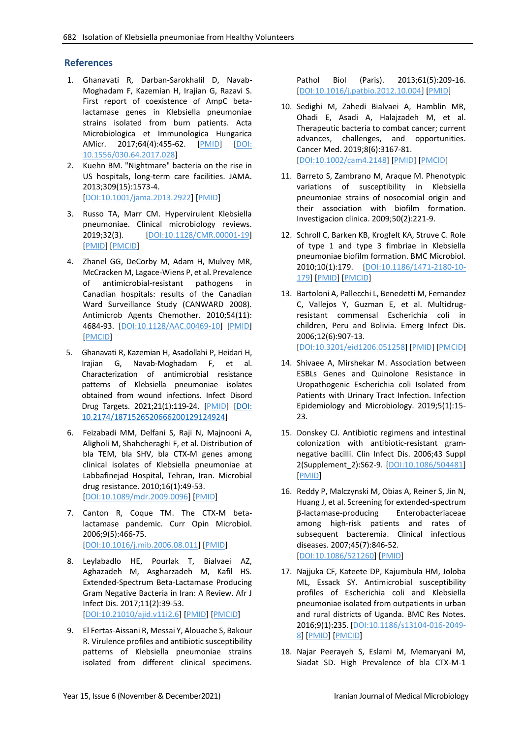## References

1. Ghanavati R, Darban-Sarokhalil D, Navab-Moghadam F, Kazemian H, Irajian G, Razavi S. First report of coexistence of AmpC beta-lactamase genes in Klebsiella pneumoniae strains isolated from burn patients. Acta Microbiologica et Immunologica Hungarica AMicr. 2017;64(4):455-62. [PMID] [DOI: 10.1556/030.64.2017.028]
2. Kuehn BM. "Nightmare" bacteria on the rise in US hospitals, long-term care facilities. JAMA. 2013;309(15):1573-4. [DOI:10.1001/jama.2013.2922] [PMID]
3. Russo TA, Marr CM. Hypervirulent Klebsiella pneumoniae. Clinical microbiology reviews. 2019;32(3). [DOI:10.1128/CMR.00001-19] [PMID] [PMCID]
4. Zhanel GG, DeCorby M, Adam H, Mulvey MR, McCracken M, Lagace-Wiens P, et al. Prevalence of antimicrobial-resistant pathogens in Canadian hospitals: results of the Canadian Ward Surveillance Study (CANWARD 2008). Antimicrob Agents Chemother. 2010;54(11): 4684-93. [DOI:10.1128/AAC.00469-10] [PMID] [PMCID]
5. Ghanavati R, Kazemian H, Asadollahi P, Heidari H, Irajian G, Navab-Moghadam F, et al. Characterization of antimicrobial resistance patterns of Klebsiella pneumoniae isolates obtained from wound infections. Infect Disord Drug Targets. 2021;21(1):119-24. [PMID] [DOI: 10.2174/1871526520666200129124924]
6. Feizabadi MM, Delfani S, Raji N, Majnooni A, Aligholi M, Shahcheraghi F, et al. Distribution of bla TEM, bla SHV, bla CTX-M genes among clinical isolates of Klebsiella pneumoniae at Labbafinejad Hospital, Tehran, Iran. Microbial drug resistance. 2010;16(1):49-53. [DOI:10.1089/mdr.2009.0096] [PMID]
7. Canton R, Coque TM. The CTX-M beta-lactamase pandemic. Curr Opin Microbiol. 2006;9(5):466-75. [DOI:10.1016/j.mib.2006.08.011] [PMID]
8. Leylabadlo HE, Pourlak T, Bialvaei AZ, Aghazadeh M, Asgharzadeh M, Kafil HS. Extended-Spectrum Beta-Lactamase Producing Gram Negative Bacteria in Iran: A Review. Afr J Infect Dis. 2017;11(2):39-53. [DOI:10.21010/ajid.v11i2.6] [PMID] [PMCID]
9. El Fertas-Aissani R, Messai Y, Alouache S, Bakour R. Virulence profiles and antibiotic susceptibility patterns of Klebsiella pneumoniae strains isolated from different clinical specimens. Pathol Biol (Paris). 2013;61(5):209-16. [DOI:10.1016/j.patbio.2012.10.004] [PMID]
10. Sedighi M, Zahedi Bialvaei A, Hamblin MR, Ohadi E, Asadi A, Halajzadeh M, et al. Therapeutic bacteria to combat cancer; current advances, challenges, and opportunities. Cancer Med. 2019;8(6):3167-81. [DOI:10.1002/cam4.2148] [PMID] [PMCID]
11. Barreto S, Zambrano M, Araque M. Phenotypic variations of susceptibility in Klebsiella pneumoniae strains of nosocomial origin and their association with biofilm formation. Investigacion clinica. 2009;50(2):221-9.
12. Schroll C, Barken KB, Krogfelt KA, Struve C. Role of type 1 and type 3 fimbriae in Klebsiella pneumoniae biofilm formation. BMC Microbiol. 2010;10(1):179. [DOI:10.1186/1471-2180-10-179] [PMID] [PMCID]
13. Bartoloni A, Pallecchi L, Benedetti M, Fernandez C, Vallejos Y, Guzman E, et al. Multidrug-resistant commensal Escherichia coli in children, Peru and Bolivia. Emerg Infect Dis. 2006;12(6):907-13. [DOI:10.3201/eid1206.051258] [PMID] [PMCID]
14. Shivaee A, Mirshekar M. Association between ESBLs Genes and Quinolone Resistance in Uropathogenic Escherichia coli Isolated from Patients with Urinary Tract Infection. Infection Epidemiology and Microbiology. 2019;5(1):15-23.
15. Donskey CJ. Antibiotic regimens and intestinal colonization with antibiotic-resistant gram-negative bacilli. Clin Infect Dis. 2006;43 Suppl 2(Supplement_2):S62-9. [DOI:10.1086/504481] [PMID]
16. Reddy P, Malczynski M, Obias A, Reiner S, Jin N, Huang J, et al. Screening for extended-spectrum β-lactamase-producing Enterobacteriaceae among high-risk patients and rates of subsequent bacteremia. Clinical infectious diseases. 2007;45(7):846-52. [DOI:10.1086/521260] [PMID]
17. Najjuka CF, Kateete DP, Kajumbula HM, Joloba ML, Essack SY. Antimicrobial susceptibility profiles of Escherichia coli and Klebsiella pneumoniae isolated from outpatients in urban and rural districts of Uganda. BMC Res Notes. 2016;9(1):235. [DOI:10.1186/s13104-016-2049-8] [PMID] [PMCID]
18. Najar Peerayeh S, Eslami M, Memaryani M, Siadat SD. High Prevalence of bla CTX-M-1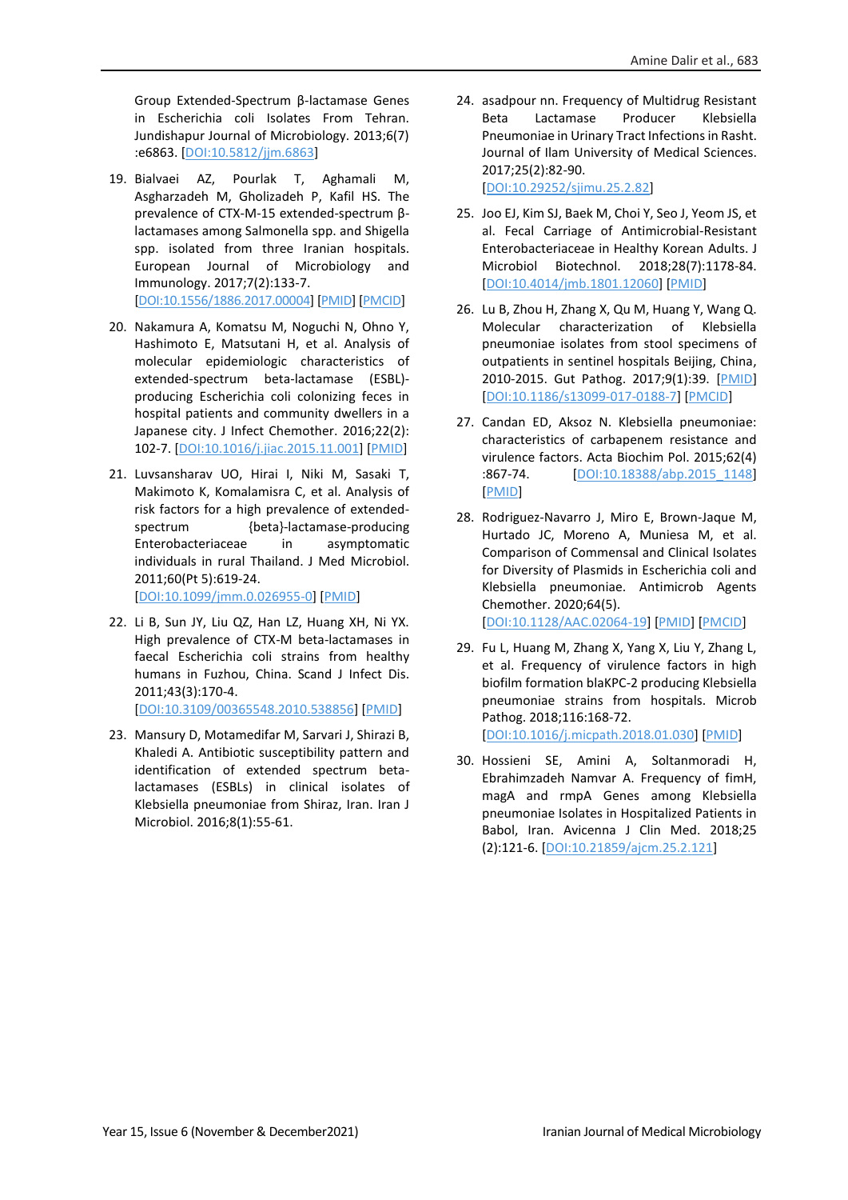Group Extended-Spectrum β-lactamase Genes in Escherichia coli Isolates From Tehran. Jundishapur Journal of Microbiology. 2013;6(7):e6863. [DOI:10.5812/jjm.6863]

19. Bialvaei AZ, Pourlak T, Aghamali M, Asgharzadeh M, Gholizadeh P, Kafil HS. The prevalence of CTX-M-15 extended-spectrum β-lactamases among Salmonella spp. and Shigella spp. isolated from three Iranian hospitals. European Journal of Microbiology and Immunology. 2017;7(2):133-7. [DOI:10.1556/1886.2017.00004] [PMID] [PMCID]

20. Nakamura A, Komatsu M, Noguchi N, Ohno Y, Hashimoto E, Matsutani H, et al. Analysis of molecular epidemiologic characteristics of extended-spectrum beta-lactamase (ESBL)-producing Escherichia coli colonizing feces in hospital patients and community dwellers in a Japanese city. J Infect Chemother. 2016;22(2):102-7. [DOI:10.1016/j.jiac.2015.11.001] [PMID]

21. Luvsansharav UO, Hirai I, Niki M, Sasaki T, Makimoto K, Komalamisra C, et al. Analysis of risk factors for a high prevalence of extended-spectrum {beta}-lactamase-producing Enterobacteriaceae in asymptomatic individuals in rural Thailand. J Med Microbiol. 2011;60(Pt 5):619-24. [DOI:10.1099/jmm.0.026955-0] [PMID]

22. Li B, Sun JY, Liu QZ, Han LZ, Huang XH, Ni YX. High prevalence of CTX-M beta-lactamases in faecal Escherichia coli strains from healthy humans in Fuzhou, China. Scand J Infect Dis. 2011;43(3):170-4. [DOI:10.3109/00365548.2010.538856] [PMID]

23. Mansury D, Motamedifar M, Sarvari J, Shirazi B, Khaledi A. Antibiotic susceptibility pattern and identification of extended spectrum beta-lactamases (ESBLs) in clinical isolates of Klebsiella pneumoniae from Shiraz, Iran. Iran J Microbiol. 2016;8(1):55-61.

24. asadpour nn. Frequency of Multidrug Resistant Beta Lactamase Producer Klebsiella Pneumoniae in Urinary Tract Infections in Rasht. Journal of Ilam University of Medical Sciences. 2017;25(2):82-90. [DOI:10.29252/sjimu.25.2.82]

25. Joo EJ, Kim SJ, Baek M, Choi Y, Seo J, Yeom JS, et al. Fecal Carriage of Antimicrobial-Resistant Enterobacteriaceae in Healthy Korean Adults. J Microbiol Biotechnol. 2018;28(7):1178-84. [DOI:10.4014/jmb.1801.12060] [PMID]

26. Lu B, Zhou H, Zhang X, Qu M, Huang Y, Wang Q. Molecular characterization of Klebsiella pneumoniae isolates from stool specimens of outpatients in sentinel hospitals Beijing, China, 2010-2015. Gut Pathog. 2017;9(1):39. [PMID] [DOI:10.1186/s13099-017-0188-7] [PMCID]

27. Candan ED, Aksoz N. Klebsiella pneumoniae: characteristics of carbapenem resistance and virulence factors. Acta Biochim Pol. 2015;62(4):867-74. [DOI:10.18388/abp.2015_1148] [PMID]

28. Rodriguez-Navarro J, Miro E, Brown-Jaque M, Hurtado JC, Moreno A, Muniesa M, et al. Comparison of Commensal and Clinical Isolates for Diversity of Plasmids in Escherichia coli and Klebsiella pneumoniae. Antimicrob Agents Chemother. 2020;64(5). [DOI:10.1128/AAC.02064-19] [PMID] [PMCID]

29. Fu L, Huang M, Zhang X, Yang X, Liu Y, Zhang L, et al. Frequency of virulence factors in high biofilm formation blaKPC-2 producing Klebsiella pneumoniae strains from hospitals. Microb Pathog. 2018;116:168-72. [DOI:10.1016/j.micpath.2018.01.030] [PMID]

30. Hossieni SE, Amini A, Soltanmoradi H, Ebrahimzadeh Namvar A. Frequency of fimH, magA and rmpA Genes among Klebsiella pneumoniae Isolates in Hospitalized Patients in Babol, Iran. Avicenna J Clin Med. 2018;25(2):121-6. [DOI:10.21859/ajcm.25.2.121]